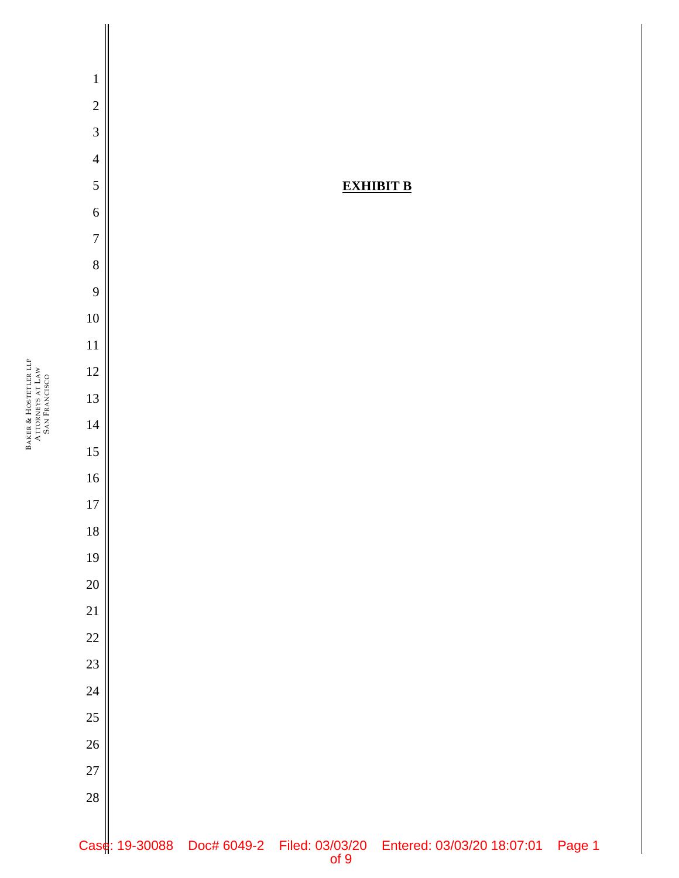**EXHIBIT B**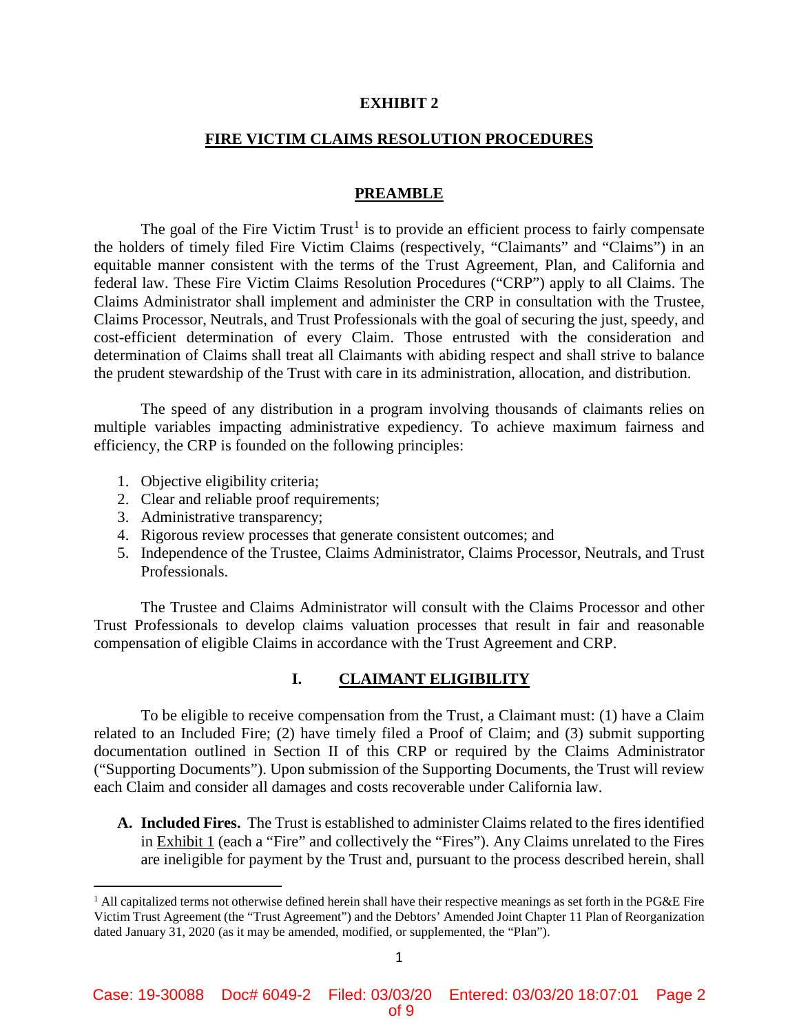# EXHIBIT 2

## FIRE VICTIM CLAIMS RESOLUTION PROCEDURES

### PREAMBLE

The goal of the Fire Victim Trust[1] is to provide an efficient process to fairly compensate the holders of timely filed Fire Victim Claims (respectively, "Claimants" and "Claims") in an equitable manner consistent with the terms of the Trust Agreement, Plan, and California and federal law. These Fire Victim Claims Resolution Procedures ("CRP") apply to all Claims. The Claims Administrator shall implement and administer the CRP in consultation with the Trustee, Claims Processor, Neutrals, and Trust Professionals with the goal of securing the just, speedy, and cost-efficient determination of every Claim. Those entrusted with the consideration and determination of Claims shall treat all Claimants with abiding respect and shall strive to balance the prudent stewardship of the Trust with care in its administration, allocation, and distribution.

The speed of any distribution in a program involving thousands of claimants relies on multiple variables impacting administrative expediency. To achieve maximum fairness and efficiency, the CRP is founded on the following principles:

1. Objective eligibility criteria;
2. Clear and reliable proof requirements;
3. Administrative transparency;
4. Rigorous review processes that generate consistent outcomes; and
5. Independence of the Trustee, Claims Administrator, Claims Processor, Neutrals, and Trust Professionals.

The Trustee and Claims Administrator will consult with the Claims Processor and other Trust Professionals to develop claims valuation processes that result in fair and reasonable compensation of eligible Claims in accordance with the Trust Agreement and CRP.

### I. CLAIMANT ELIGIBILITY

To be eligible to receive compensation from the Trust, a Claimant must: (1) have a Claim related to an Included Fire; (2) have timely filed a Proof of Claim; and (3) submit supporting documentation outlined in Section II of this CRP or required by the Claims Administrator ("Supporting Documents"). Upon submission of the Supporting Documents, the Trust will review each Claim and consider all damages and costs recoverable under California law.

**A. Included Fires.** The Trust is established to administer Claims related to the fires identified in Exhibit 1 (each a "Fire" and collectively the "Fires"). Any Claims unrelated to the Fires are ineligible for payment by the Trust and, pursuant to the process described herein, shall

[1] All capitalized terms not otherwise defined herein shall have their respective meanings as set forth in the PG&E Fire Victim Trust Agreement (the "Trust Agreement") and the Debtors' Amended Joint Chapter 11 Plan of Reorganization dated January 31, 2020 (as it may be amended, modified, or supplemented, the "Plan").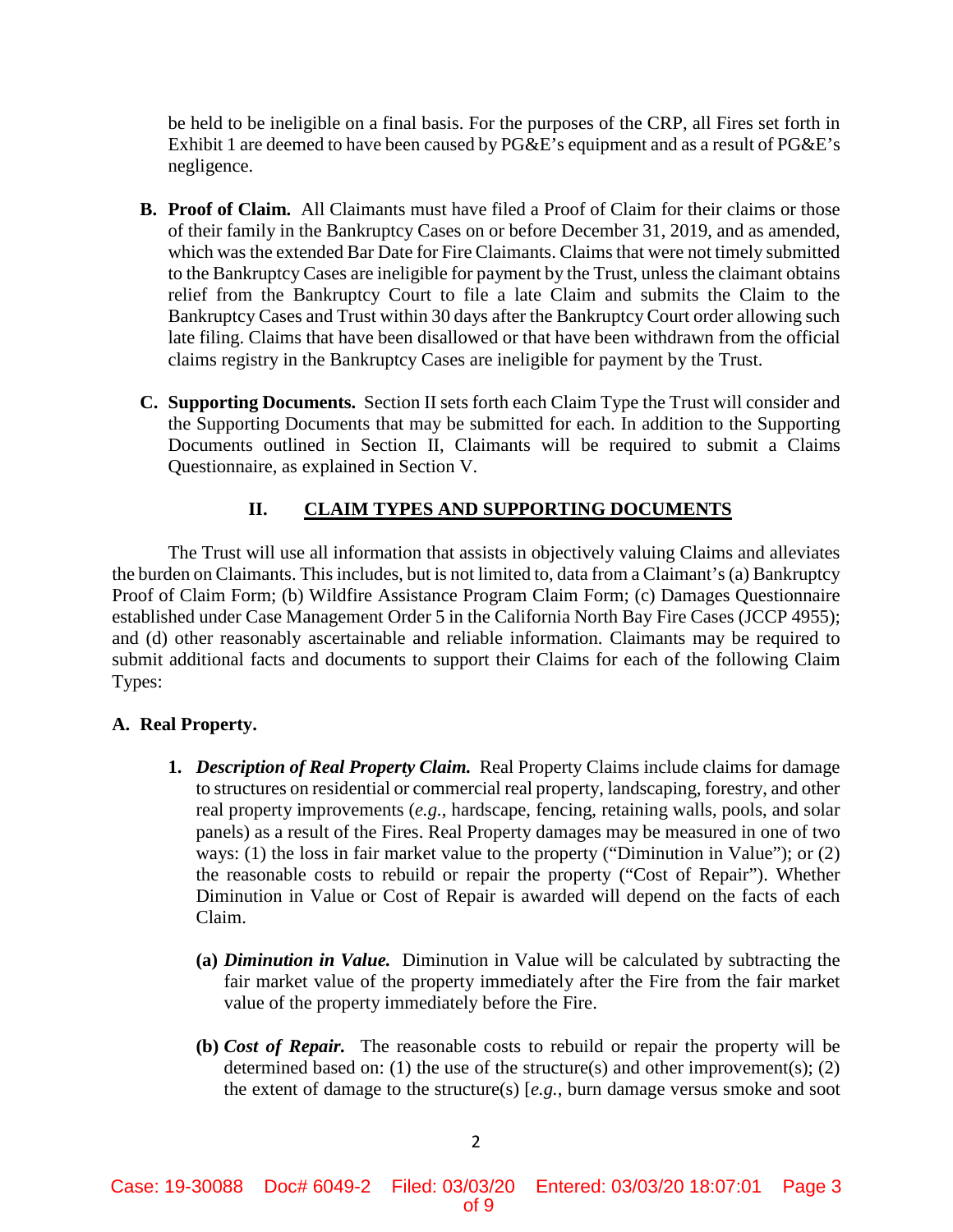be held to be ineligible on a final basis. For the purposes of the CRP, all Fires set forth in Exhibit 1 are deemed to have been caused by PG&E's equipment and as a result of PG&E's negligence.

**B. Proof of Claim.** All Claimants must have filed a Proof of Claim for their claims or those of their family in the Bankruptcy Cases on or before December 31, 2019, and as amended, which was the extended Bar Date for Fire Claimants. Claims that were not timely submitted to the Bankruptcy Cases are ineligible for payment by the Trust, unless the claimant obtains relief from the Bankruptcy Court to file a late Claim and submits the Claim to the Bankruptcy Cases and Trust within 30 days after the Bankruptcy Court order allowing such late filing. Claims that have been disallowed or that have been withdrawn from the official claims registry in the Bankruptcy Cases are ineligible for payment by the Trust.

**C. Supporting Documents.** Section II sets forth each Claim Type the Trust will consider and the Supporting Documents that may be submitted for each. In addition to the Supporting Documents outlined in Section II, Claimants will be required to submit a Claims Questionnaire, as explained in Section V.

## II. CLAIM TYPES AND SUPPORTING DOCUMENTS

The Trust will use all information that assists in objectively valuing Claims and alleviates the burden on Claimants. This includes, but is not limited to, data from a Claimant's (a) Bankruptcy Proof of Claim Form; (b) Wildfire Assistance Program Claim Form; (c) Damages Questionnaire established under Case Management Order 5 in the California North Bay Fire Cases (JCCP 4955); and (d) other reasonably ascertainable and reliable information. Claimants may be required to submit additional facts and documents to support their Claims for each of the following Claim Types:

### A. Real Property.

1. ***Description of Real Property Claim.*** Real Property Claims include claims for damage to structures on residential or commercial real property, landscaping, forestry, and other real property improvements (*e.g.*, hardscape, fencing, retaining walls, pools, and solar panels) as a result of the Fires. Real Property damages may be measured in one of two ways: (1) the loss in fair market value to the property ("Diminution in Value"); or (2) the reasonable costs to rebuild or repair the property ("Cost of Repair"). Whether Diminution in Value or Cost of Repair is awarded will depend on the facts of each Claim.

   **(a)** ***Diminution in Value.*** Diminution in Value will be calculated by subtracting the fair market value of the property immediately after the Fire from the fair market value of the property immediately before the Fire.

   **(b)** ***Cost of Repair.*** The reasonable costs to rebuild or repair the property will be determined based on: (1) the use of the structure(s) and other improvement(s); (2) the extent of damage to the structure(s) [*e.g.*, burn damage versus smoke and soot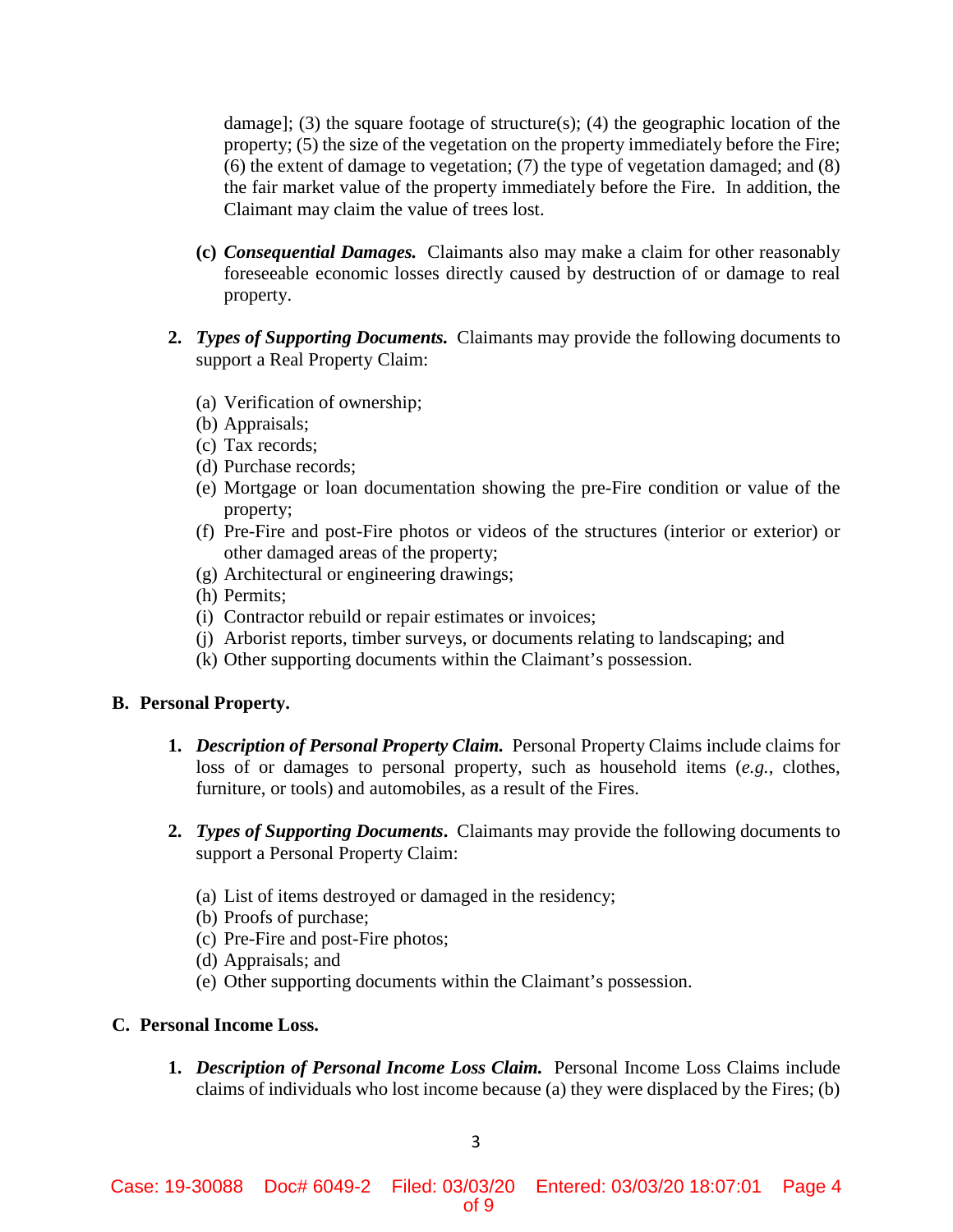damage]; (3) the square footage of structure(s); (4) the geographic location of the property; (5) the size of the vegetation on the property immediately before the Fire; (6) the extent of damage to vegetation; (7) the type of vegetation damaged; and (8) the fair market value of the property immediately before the Fire. In addition, the Claimant may claim the value of trees lost.

**(c)** ***Consequential Damages.*** Claimants also may make a claim for other reasonably foreseeable economic losses directly caused by destruction of or damage to real property.

**2.** ***Types of Supporting Documents.*** Claimants may provide the following documents to support a Real Property Claim:

(a) Verification of ownership;
(b) Appraisals;
(c) Tax records;
(d) Purchase records;
(e) Mortgage or loan documentation showing the pre-Fire condition or value of the property;
(f) Pre-Fire and post-Fire photos or videos of the structures (interior or exterior) or other damaged areas of the property;
(g) Architectural or engineering drawings;
(h) Permits;
(i) Contractor rebuild or repair estimates or invoices;
(j) Arborist reports, timber surveys, or documents relating to landscaping; and
(k) Other supporting documents within the Claimant's possession.

**B. Personal Property.**

**1.** ***Description of Personal Property Claim.*** Personal Property Claims include claims for loss of or damages to personal property, such as household items (*e.g.*, clothes, furniture, or tools) and automobiles, as a result of the Fires.

**2.** ***Types of Supporting Documents*****.** Claimants may provide the following documents to support a Personal Property Claim:

(a) List of items destroyed or damaged in the residency;
(b) Proofs of purchase;
(c) Pre-Fire and post-Fire photos;
(d) Appraisals; and
(e) Other supporting documents within the Claimant's possession.

**C. Personal Income Loss.**

**1.** ***Description of Personal Income Loss Claim.*** Personal Income Loss Claims include claims of individuals who lost income because (a) they were displaced by the Fires; (b)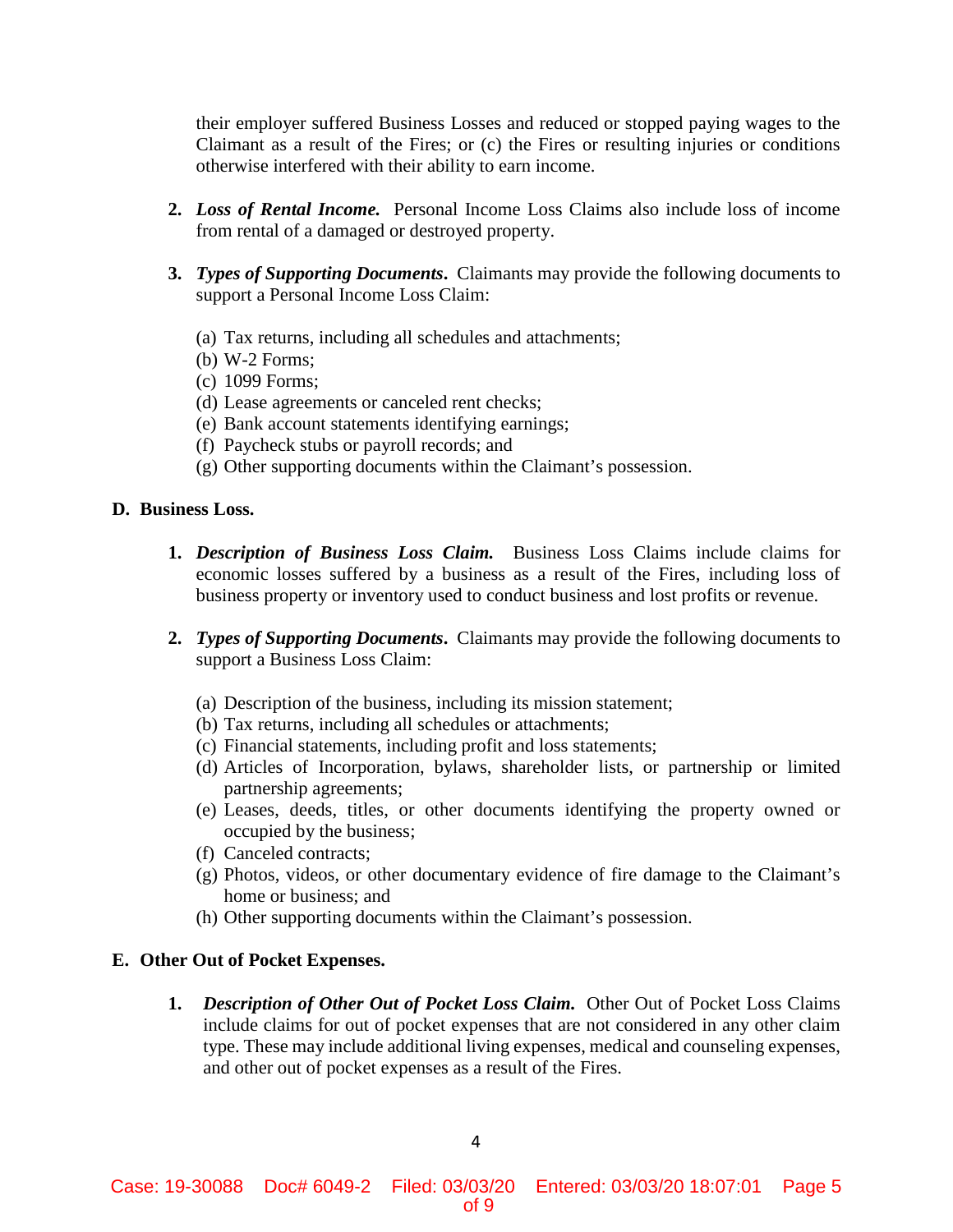their employer suffered Business Losses and reduced or stopped paying wages to the Claimant as a result of the Fires; or (c) the Fires or resulting injuries or conditions otherwise interfered with their ability to earn income.

2. ***Loss of Rental Income.*** Personal Income Loss Claims also include loss of income from rental of a damaged or destroyed property.

3. ***Types of Supporting Documents*.** Claimants may provide the following documents to support a Personal Income Loss Claim:

   (a) Tax returns, including all schedules and attachments;
   (b) W-2 Forms;
   (c) 1099 Forms;
   (d) Lease agreements or canceled rent checks;
   (e) Bank account statements identifying earnings;
   (f) Paycheck stubs or payroll records; and
   (g) Other supporting documents within the Claimant's possession.

**D. Business Loss.**

1. ***Description of Business Loss Claim.*** Business Loss Claims include claims for economic losses suffered by a business as a result of the Fires, including loss of business property or inventory used to conduct business and lost profits or revenue.

2. ***Types of Supporting Documents*.** Claimants may provide the following documents to support a Business Loss Claim:

   (a) Description of the business, including its mission statement;
   (b) Tax returns, including all schedules or attachments;
   (c) Financial statements, including profit and loss statements;
   (d) Articles of Incorporation, bylaws, shareholder lists, or partnership or limited partnership agreements;
   (e) Leases, deeds, titles, or other documents identifying the property owned or occupied by the business;
   (f) Canceled contracts;
   (g) Photos, videos, or other documentary evidence of fire damage to the Claimant's home or business; and
   (h) Other supporting documents within the Claimant's possession.

**E. Other Out of Pocket Expenses.**

1. ***Description of Other Out of Pocket Loss Claim.*** Other Out of Pocket Loss Claims include claims for out of pocket expenses that are not considered in any other claim type. These may include additional living expenses, medical and counseling expenses, and other out of pocket expenses as a result of the Fires.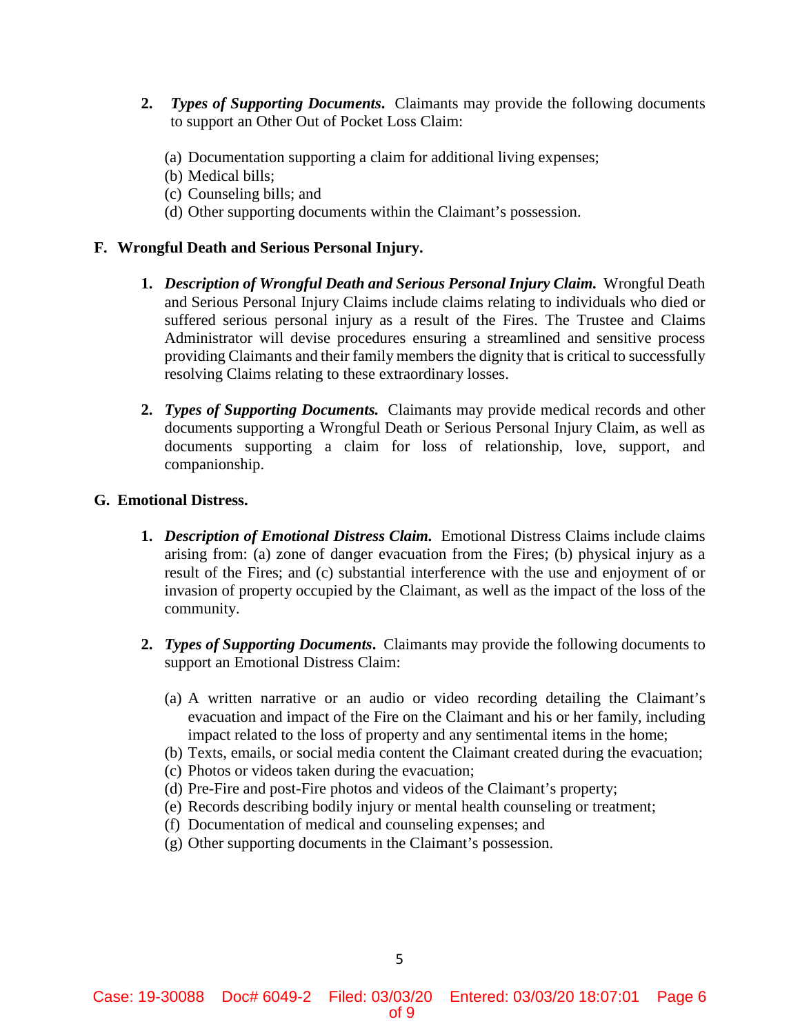2. ***Types of Supporting Documents*.** Claimants may provide the following documents to support an Other Out of Pocket Loss Claim:

   (a) Documentation supporting a claim for additional living expenses;
   (b) Medical bills;
   (c) Counseling bills; and
   (d) Other supporting documents within the Claimant's possession.

**F. Wrongful Death and Serious Personal Injury.**

1. ***Description of Wrongful Death and Serious Personal Injury Claim.*** Wrongful Death and Serious Personal Injury Claims include claims relating to individuals who died or suffered serious personal injury as a result of the Fires. The Trustee and Claims Administrator will devise procedures ensuring a streamlined and sensitive process providing Claimants and their family members the dignity that is critical to successfully resolving Claims relating to these extraordinary losses.

2. ***Types of Supporting Documents.*** Claimants may provide medical records and other documents supporting a Wrongful Death or Serious Personal Injury Claim, as well as documents supporting a claim for loss of relationship, love, support, and companionship.

**G. Emotional Distress.**

1. ***Description of Emotional Distress Claim.*** Emotional Distress Claims include claims arising from: (a) zone of danger evacuation from the Fires; (b) physical injury as a result of the Fires; and (c) substantial interference with the use and enjoyment of or invasion of property occupied by the Claimant, as well as the impact of the loss of the community.

2. ***Types of Supporting Documents*.** Claimants may provide the following documents to support an Emotional Distress Claim:

   (a) A written narrative or an audio or video recording detailing the Claimant's evacuation and impact of the Fire on the Claimant and his or her family, including impact related to the loss of property and any sentimental items in the home;
   (b) Texts, emails, or social media content the Claimant created during the evacuation;
   (c) Photos or videos taken during the evacuation;
   (d) Pre-Fire and post-Fire photos and videos of the Claimant's property;
   (e) Records describing bodily injury or mental health counseling or treatment;
   (f) Documentation of medical and counseling expenses; and
   (g) Other supporting documents in the Claimant's possession.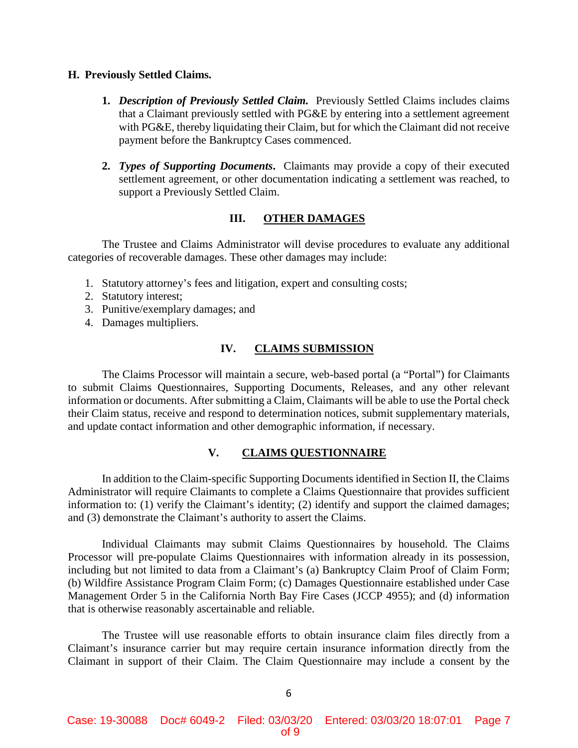**H. Previously Settled Claims.**

1. ***Description of Previously Settled Claim.*** Previously Settled Claims includes claims that a Claimant previously settled with PG&E by entering into a settlement agreement with PG&E, thereby liquidating their Claim, but for which the Claimant did not receive payment before the Bankruptcy Cases commenced.

2. ***Types of Supporting Documents***. Claimants may provide a copy of their executed settlement agreement, or other documentation indicating a settlement was reached, to support a Previously Settled Claim.

## III. OTHER DAMAGES

The Trustee and Claims Administrator will devise procedures to evaluate any additional categories of recoverable damages. These other damages may include:

1. Statutory attorney's fees and litigation, expert and consulting costs;
2. Statutory interest;
3. Punitive/exemplary damages; and
4. Damages multipliers.

## IV. CLAIMS SUBMISSION

The Claims Processor will maintain a secure, web-based portal (a "Portal") for Claimants to submit Claims Questionnaires, Supporting Documents, Releases, and any other relevant information or documents. After submitting a Claim, Claimants will be able to use the Portal check their Claim status, receive and respond to determination notices, submit supplementary materials, and update contact information and other demographic information, if necessary.

## V. CLAIMS QUESTIONNAIRE

In addition to the Claim-specific Supporting Documents identified in Section II, the Claims Administrator will require Claimants to complete a Claims Questionnaire that provides sufficient information to: (1) verify the Claimant's identity; (2) identify and support the claimed damages; and (3) demonstrate the Claimant's authority to assert the Claims.

Individual Claimants may submit Claims Questionnaires by household. The Claims Processor will pre-populate Claims Questionnaires with information already in its possession, including but not limited to data from a Claimant's (a) Bankruptcy Claim Proof of Claim Form; (b) Wildfire Assistance Program Claim Form; (c) Damages Questionnaire established under Case Management Order 5 in the California North Bay Fire Cases (JCCP 4955); and (d) information that is otherwise reasonably ascertainable and reliable.

The Trustee will use reasonable efforts to obtain insurance claim files directly from a Claimant's insurance carrier but may require certain insurance information directly from the Claimant in support of their Claim. The Claim Questionnaire may include a consent by the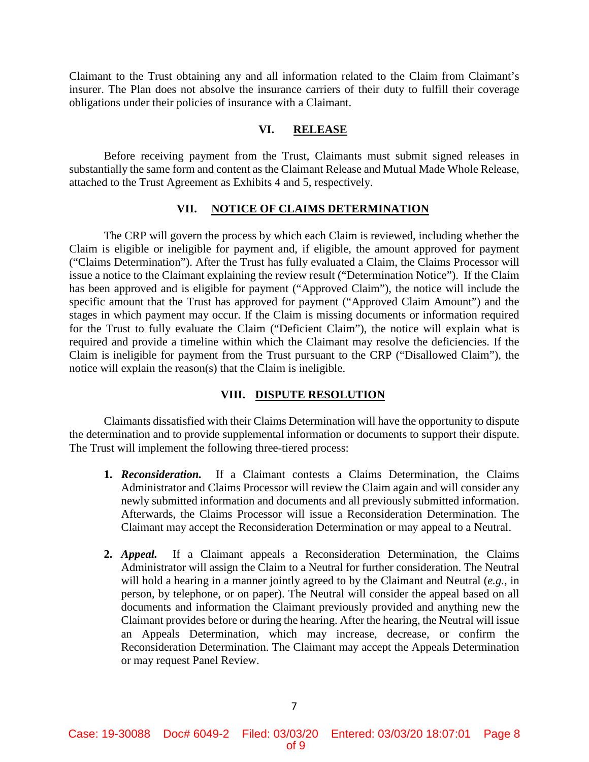Claimant to the Trust obtaining any and all information related to the Claim from Claimant's insurer. The Plan does not absolve the insurance carriers of their duty to fulfill their coverage obligations under their policies of insurance with a Claimant.

## VI. RELEASE

Before receiving payment from the Trust, Claimants must submit signed releases in substantially the same form and content as the Claimant Release and Mutual Made Whole Release, attached to the Trust Agreement as Exhibits 4 and 5, respectively.

## VII. NOTICE OF CLAIMS DETERMINATION

The CRP will govern the process by which each Claim is reviewed, including whether the Claim is eligible or ineligible for payment and, if eligible, the amount approved for payment ("Claims Determination"). After the Trust has fully evaluated a Claim, the Claims Processor will issue a notice to the Claimant explaining the review result ("Determination Notice"). If the Claim has been approved and is eligible for payment ("Approved Claim"), the notice will include the specific amount that the Trust has approved for payment ("Approved Claim Amount") and the stages in which payment may occur. If the Claim is missing documents or information required for the Trust to fully evaluate the Claim ("Deficient Claim"), the notice will explain what is required and provide a timeline within which the Claimant may resolve the deficiencies. If the Claim is ineligible for payment from the Trust pursuant to the CRP ("Disallowed Claim"), the notice will explain the reason(s) that the Claim is ineligible.

## VIII. DISPUTE RESOLUTION

Claimants dissatisfied with their Claims Determination will have the opportunity to dispute the determination and to provide supplemental information or documents to support their dispute. The Trust will implement the following three-tiered process:

1. ***Reconsideration.*** If a Claimant contests a Claims Determination, the Claims Administrator and Claims Processor will review the Claim again and will consider any newly submitted information and documents and all previously submitted information. Afterwards, the Claims Processor will issue a Reconsideration Determination. The Claimant may accept the Reconsideration Determination or may appeal to a Neutral.

2. ***Appeal.*** If a Claimant appeals a Reconsideration Determination, the Claims Administrator will assign the Claim to a Neutral for further consideration. The Neutral will hold a hearing in a manner jointly agreed to by the Claimant and Neutral (*e.g.*, in person, by telephone, or on paper). The Neutral will consider the appeal based on all documents and information the Claimant previously provided and anything new the Claimant provides before or during the hearing. After the hearing, the Neutral will issue an Appeals Determination, which may increase, decrease, or confirm the Reconsideration Determination. The Claimant may accept the Appeals Determination or may request Panel Review.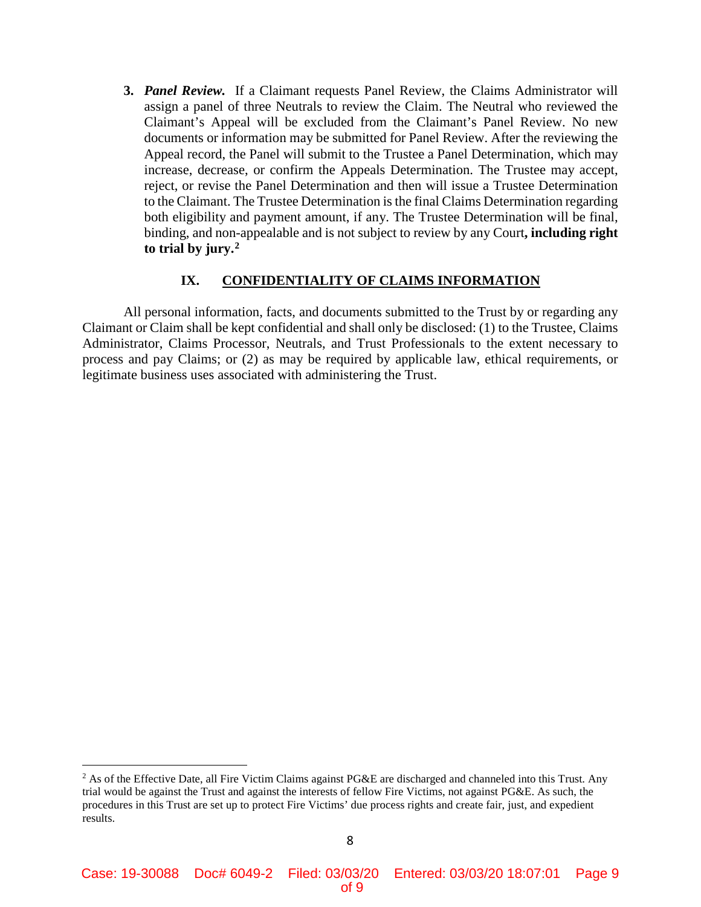3. ***Panel Review.*** If a Claimant requests Panel Review, the Claims Administrator will assign a panel of three Neutrals to review the Claim. The Neutral who reviewed the Claimant's Appeal will be excluded from the Claimant's Panel Review. No new documents or information may be submitted for Panel Review. After the reviewing the Appeal record, the Panel will submit to the Trustee a Panel Determination, which may increase, decrease, or confirm the Appeals Determination. The Trustee may accept, reject, or revise the Panel Determination and then will issue a Trustee Determination to the Claimant. The Trustee Determination is the final Claims Determination regarding both eligibility and payment amount, if any. The Trustee Determination will be final, binding, and non-appealable and is not subject to review by any Court**, including right to trial by jury.**[2]

## IX. <u>CONFIDENTIALITY OF CLAIMS INFORMATION</u>

All personal information, facts, and documents submitted to the Trust by or regarding any Claimant or Claim shall be kept confidential and shall only be disclosed: (1) to the Trustee, Claims Administrator, Claims Processor, Neutrals, and Trust Professionals to the extent necessary to process and pay Claims; or (2) as may be required by applicable law, ethical requirements, or legitimate business uses associated with administering the Trust.

---

[2] As of the Effective Date, all Fire Victim Claims against PG&E are discharged and channeled into this Trust. Any trial would be against the Trust and against the interests of fellow Fire Victims, not against PG&E. As such, the procedures in this Trust are set up to protect Fire Victims' due process rights and create fair, just, and expedient results.